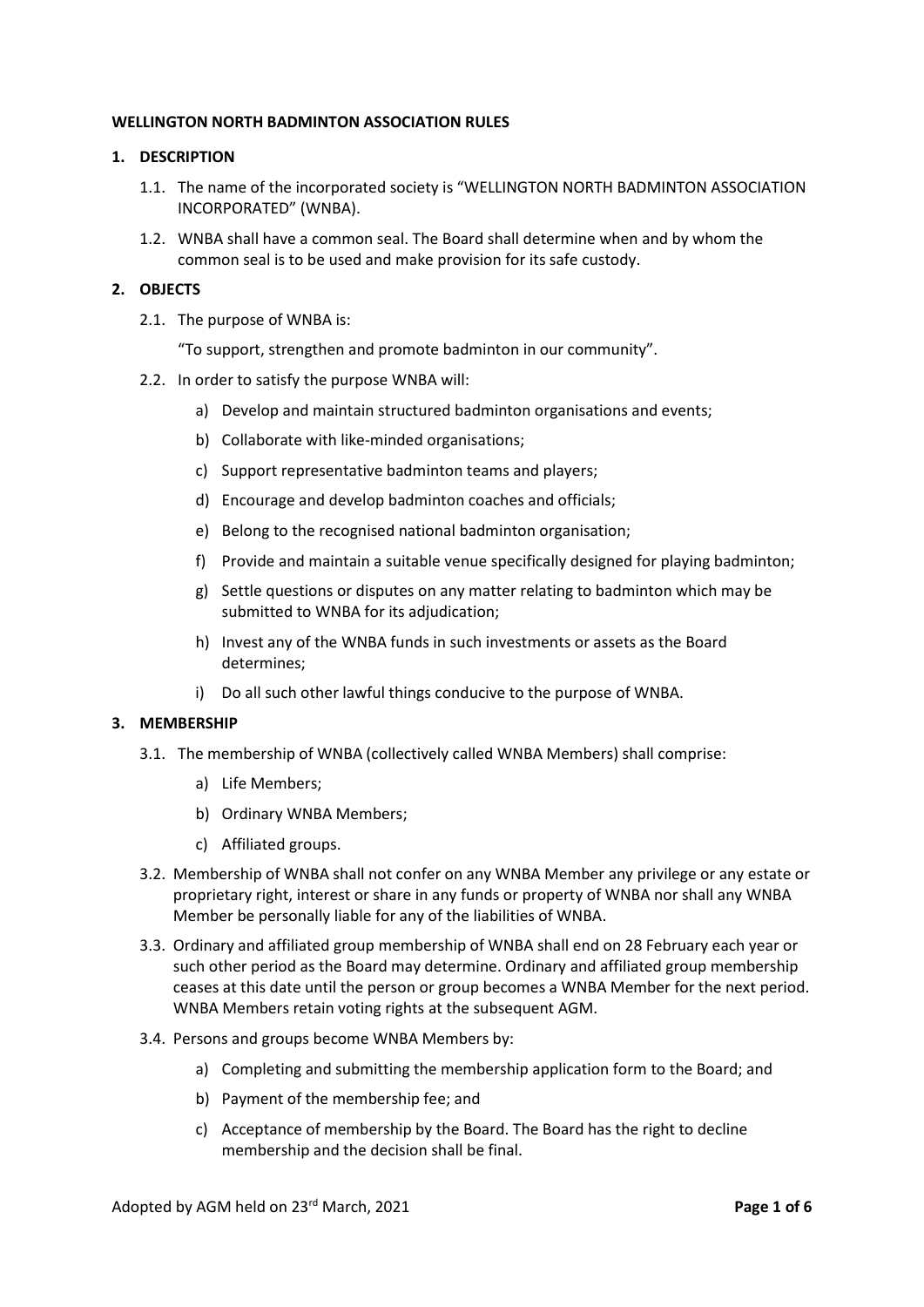**WELLINGTON NORTH BADMINTON ASSOCIATION RULES**

**1. DESCRIPTION**

1.1. The name of the incorporated society is "WELLINGTON NORTH BADMINTON ASSOCIATION INCORPORATED" (WNBA).

1.2. WNBA shall have a common seal. The Board shall determine when and by whom the common seal is to be used and make provision for its safe custody.

**2. OBJECTS**

2.1. The purpose of WNBA is:

"To support, strengthen and promote badminton in our community".

2.2. In order to satisfy the purpose WNBA will:

a) Develop and maintain structured badminton organisations and events;

b) Collaborate with like-minded organisations;

c) Support representative badminton teams and players;

d) Encourage and develop badminton coaches and officials;

e) Belong to the recognised national badminton organisation;

f) Provide and maintain a suitable venue specifically designed for playing badminton;

g) Settle questions or disputes on any matter relating to badminton which may be submitted to WNBA for its adjudication;

h) Invest any of the WNBA funds in such investments or assets as the Board determines;

i) Do all such other lawful things conducive to the purpose of WNBA.

**3. MEMBERSHIP**

3.1. The membership of WNBA (collectively called WNBA Members) shall comprise:

a) Life Members;

b) Ordinary WNBA Members;

c) Affiliated groups.

3.2. Membership of WNBA shall not confer on any WNBA Member any privilege or any estate or proprietary right, interest or share in any funds or property of WNBA nor shall any WNBA Member be personally liable for any of the liabilities of WNBA.

3.3. Ordinary and affiliated group membership of WNBA shall end on 28 February each year or such other period as the Board may determine. Ordinary and affiliated group membership ceases at this date until the person or group becomes a WNBA Member for the next period. WNBA Members retain voting rights at the subsequent AGM.

3.4. Persons and groups become WNBA Members by:

a) Completing and submitting the membership application form to the Board; and

b) Payment of the membership fee; and

c) Acceptance of membership by the Board. The Board has the right to decline membership and the decision shall be final.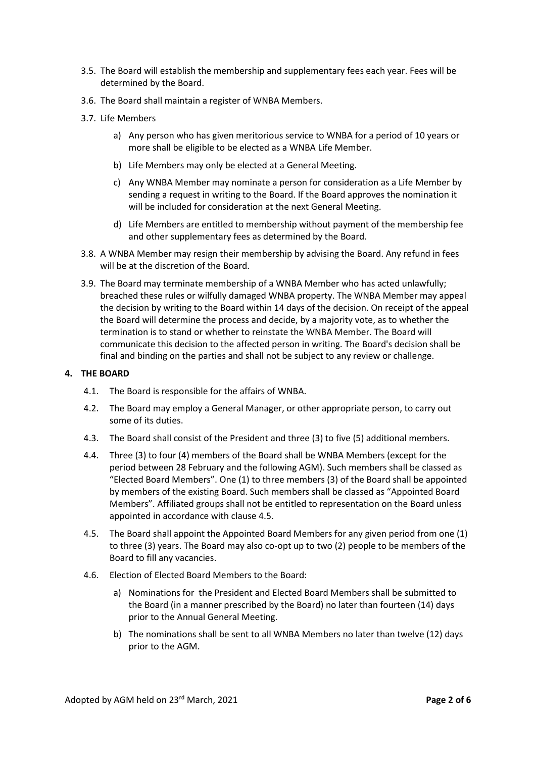3.5. The Board will establish the membership and supplementary fees each year. Fees will be determined by the Board.

3.6. The Board shall maintain a register of WNBA Members.

3.7. Life Members

a) Any person who has given meritorious service to WNBA for a period of 10 years or more shall be eligible to be elected as a WNBA Life Member.

b) Life Members may only be elected at a General Meeting.

c) Any WNBA Member may nominate a person for consideration as a Life Member by sending a request in writing to the Board. If the Board approves the nomination it will be included for consideration at the next General Meeting.

d) Life Members are entitled to membership without payment of the membership fee and other supplementary fees as determined by the Board.

3.8. A WNBA Member may resign their membership by advising the Board. Any refund in fees will be at the discretion of the Board.

3.9. The Board may terminate membership of a WNBA Member who has acted unlawfully; breached these rules or wilfully damaged WNBA property. The WNBA Member may appeal the decision by writing to the Board within 14 days of the decision. On receipt of the appeal the Board will determine the process and decide, by a majority vote, as to whether the termination is to stand or whether to reinstate the WNBA Member. The Board will communicate this decision to the affected person in writing. The Board's decision shall be final and binding on the parties and shall not be subject to any review or challenge.

## 4. THE BOARD

4.1. The Board is responsible for the affairs of WNBA.

4.2. The Board may employ a General Manager, or other appropriate person, to carry out some of its duties.

4.3. The Board shall consist of the President and three (3) to five (5) additional members.

4.4. Three (3) to four (4) members of the Board shall be WNBA Members (except for the period between 28 February and the following AGM). Such members shall be classed as "Elected Board Members". One (1) to three members (3) of the Board shall be appointed by members of the existing Board. Such members shall be classed as "Appointed Board Members". Affiliated groups shall not be entitled to representation on the Board unless appointed in accordance with clause 4.5.

4.5. The Board shall appoint the Appointed Board Members for any given period from one (1) to three (3) years. The Board may also co-opt up to two (2) people to be members of the Board to fill any vacancies.

4.6. Election of Elected Board Members to the Board:

a) Nominations for the President and Elected Board Members shall be submitted to the Board (in a manner prescribed by the Board) no later than fourteen (14) days prior to the Annual General Meeting.

b) The nominations shall be sent to all WNBA Members no later than twelve (12) days prior to the AGM.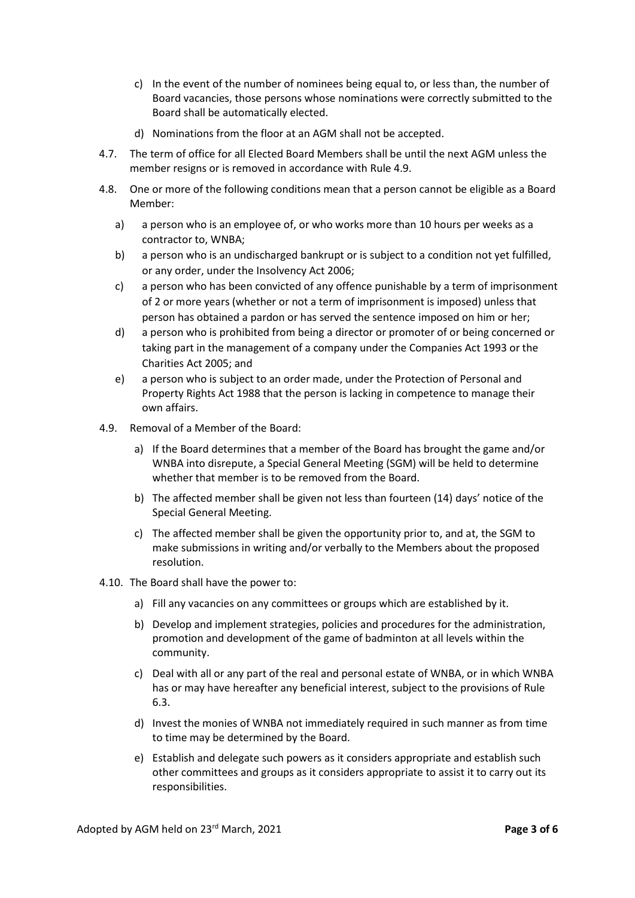c) In the event of the number of nominees being equal to, or less than, the number of Board vacancies, those persons whose nominations were correctly submitted to the Board shall be automatically elected.

d) Nominations from the floor at an AGM shall not be accepted.

4.7. The term of office for all Elected Board Members shall be until the next AGM unless the member resigns or is removed in accordance with Rule 4.9.

4.8. One or more of the following conditions mean that a person cannot be eligible as a Board Member:

a) a person who is an employee of, or who works more than 10 hours per weeks as a contractor to, WNBA;

b) a person who is an undischarged bankrupt or is subject to a condition not yet fulfilled, or any order, under the Insolvency Act 2006;

c) a person who has been convicted of any offence punishable by a term of imprisonment of 2 or more years (whether or not a term of imprisonment is imposed) unless that person has obtained a pardon or has served the sentence imposed on him or her;

d) a person who is prohibited from being a director or promoter of or being concerned or taking part in the management of a company under the Companies Act 1993 or the Charities Act 2005; and

e) a person who is subject to an order made, under the Protection of Personal and Property Rights Act 1988 that the person is lacking in competence to manage their own affairs.

4.9. Removal of a Member of the Board:

a) If the Board determines that a member of the Board has brought the game and/or WNBA into disrepute, a Special General Meeting (SGM) will be held to determine whether that member is to be removed from the Board.

b) The affected member shall be given not less than fourteen (14) days' notice of the Special General Meeting.

c) The affected member shall be given the opportunity prior to, and at, the SGM to make submissions in writing and/or verbally to the Members about the proposed resolution.

4.10. The Board shall have the power to:

a) Fill any vacancies on any committees or groups which are established by it.

b) Develop and implement strategies, policies and procedures for the administration, promotion and development of the game of badminton at all levels within the community.

c) Deal with all or any part of the real and personal estate of WNBA, or in which WNBA has or may have hereafter any beneficial interest, subject to the provisions of Rule 6.3.

d) Invest the monies of WNBA not immediately required in such manner as from time to time may be determined by the Board.

e) Establish and delegate such powers as it considers appropriate and establish such other committees and groups as it considers appropriate to assist it to carry out its responsibilities.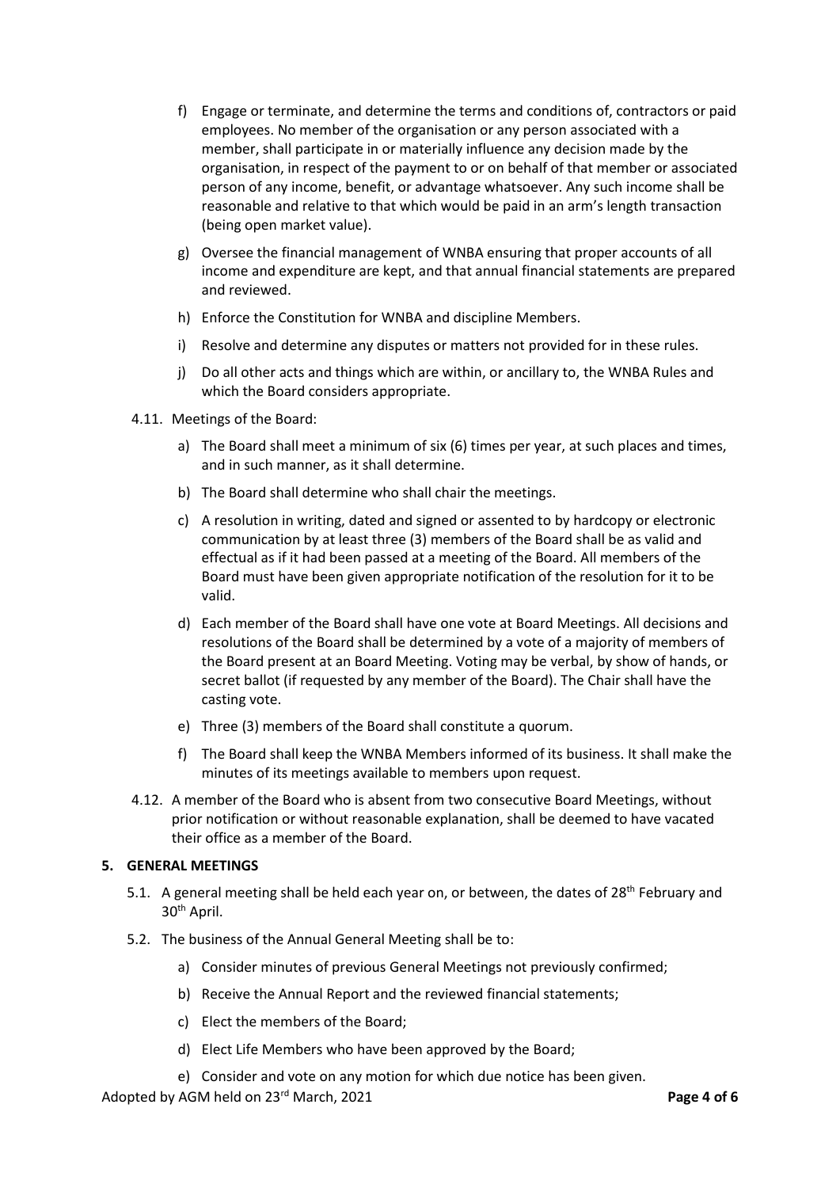f) Engage or terminate, and determine the terms and conditions of, contractors or paid employees. No member of the organisation or any person associated with a member, shall participate in or materially influence any decision made by the organisation, in respect of the payment to or on behalf of that member or associated person of any income, benefit, or advantage whatsoever. Any such income shall be reasonable and relative to that which would be paid in an arm's length transaction (being open market value).

g) Oversee the financial management of WNBA ensuring that proper accounts of all income and expenditure are kept, and that annual financial statements are prepared and reviewed.

h) Enforce the Constitution for WNBA and discipline Members.

i) Resolve and determine any disputes or matters not provided for in these rules.

j) Do all other acts and things which are within, or ancillary to, the WNBA Rules and which the Board considers appropriate.

4.11. Meetings of the Board:

a) The Board shall meet a minimum of six (6) times per year, at such places and times, and in such manner, as it shall determine.

b) The Board shall determine who shall chair the meetings.

c) A resolution in writing, dated and signed or assented to by hardcopy or electronic communication by at least three (3) members of the Board shall be as valid and effectual as if it had been passed at a meeting of the Board. All members of the Board must have been given appropriate notification of the resolution for it to be valid.

d) Each member of the Board shall have one vote at Board Meetings. All decisions and resolutions of the Board shall be determined by a vote of a majority of members of the Board present at an Board Meeting. Voting may be verbal, by show of hands, or secret ballot (if requested by any member of the Board). The Chair shall have the casting vote.

e) Three (3) members of the Board shall constitute a quorum.

f) The Board shall keep the WNBA Members informed of its business. It shall make the minutes of its meetings available to members upon request.

4.12. A member of the Board who is absent from two consecutive Board Meetings, without prior notification or without reasonable explanation, shall be deemed to have vacated their office as a member of the Board.

## 5. GENERAL MEETINGS

5.1. A general meeting shall be held each year on, or between, the dates of 28th February and 30th April.

5.2. The business of the Annual General Meeting shall be to:

a) Consider minutes of previous General Meetings not previously confirmed;

b) Receive the Annual Report and the reviewed financial statements;

c) Elect the members of the Board;

d) Elect Life Members who have been approved by the Board;

e) Consider and vote on any motion for which due notice has been given.

Adopted by AGM held on 23rd March, 2021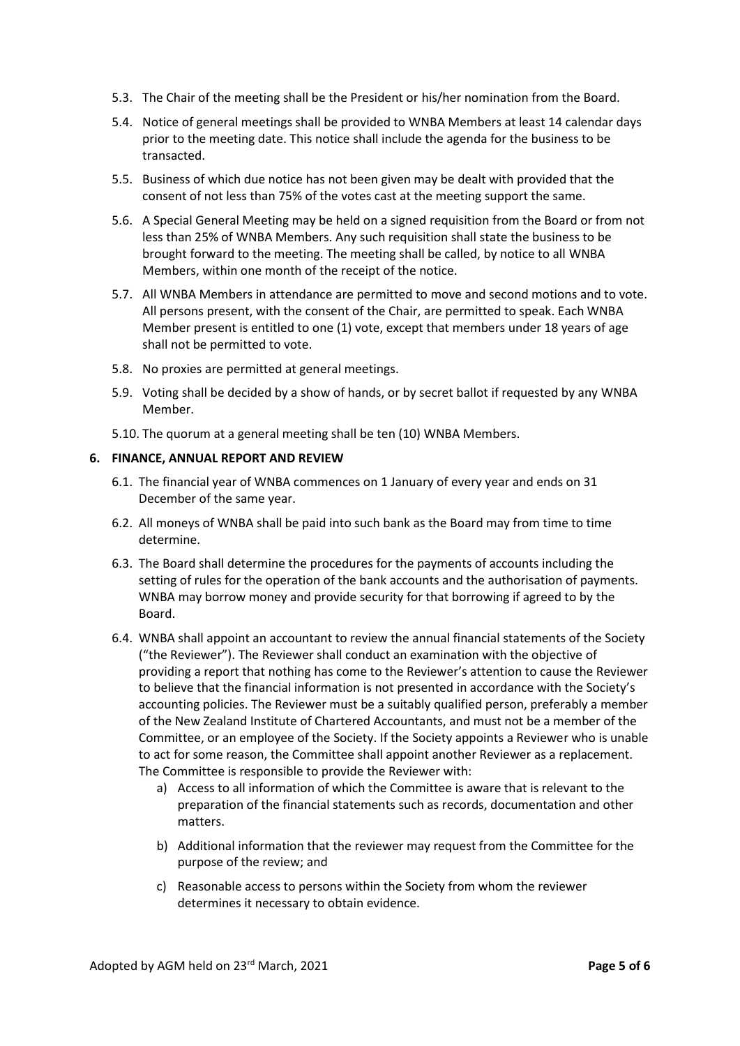5.3. The Chair of the meeting shall be the President or his/her nomination from the Board.

5.4. Notice of general meetings shall be provided to WNBA Members at least 14 calendar days prior to the meeting date. This notice shall include the agenda for the business to be transacted.

5.5. Business of which due notice has not been given may be dealt with provided that the consent of not less than 75% of the votes cast at the meeting support the same.

5.6. A Special General Meeting may be held on a signed requisition from the Board or from not less than 25% of WNBA Members. Any such requisition shall state the business to be brought forward to the meeting. The meeting shall be called, by notice to all WNBA Members, within one month of the receipt of the notice.

5.7. All WNBA Members in attendance are permitted to move and second motions and to vote. All persons present, with the consent of the Chair, are permitted to speak. Each WNBA Member present is entitled to one (1) vote, except that members under 18 years of age shall not be permitted to vote.

5.8. No proxies are permitted at general meetings.

5.9. Voting shall be decided by a show of hands, or by secret ballot if requested by any WNBA Member.

5.10. The quorum at a general meeting shall be ten (10) WNBA Members.

## 6. FINANCE, ANNUAL REPORT AND REVIEW

6.1. The financial year of WNBA commences on 1 January of every year and ends on 31 December of the same year.

6.2. All moneys of WNBA shall be paid into such bank as the Board may from time to time determine.

6.3. The Board shall determine the procedures for the payments of accounts including the setting of rules for the operation of the bank accounts and the authorisation of payments. WNBA may borrow money and provide security for that borrowing if agreed to by the Board.

6.4. WNBA shall appoint an accountant to review the annual financial statements of the Society ("the Reviewer"). The Reviewer shall conduct an examination with the objective of providing a report that nothing has come to the Reviewer's attention to cause the Reviewer to believe that the financial information is not presented in accordance with the Society's accounting policies. The Reviewer must be a suitably qualified person, preferably a member of the New Zealand Institute of Chartered Accountants, and must not be a member of the Committee, or an employee of the Society. If the Society appoints a Reviewer who is unable to act for some reason, the Committee shall appoint another Reviewer as a replacement. The Committee is responsible to provide the Reviewer with:

a) Access to all information of which the Committee is aware that is relevant to the preparation of the financial statements such as records, documentation and other matters.

b) Additional information that the reviewer may request from the Committee for the purpose of the review; and

c) Reasonable access to persons within the Society from whom the reviewer determines it necessary to obtain evidence.

Adopted by AGM held on 23rd March, 2021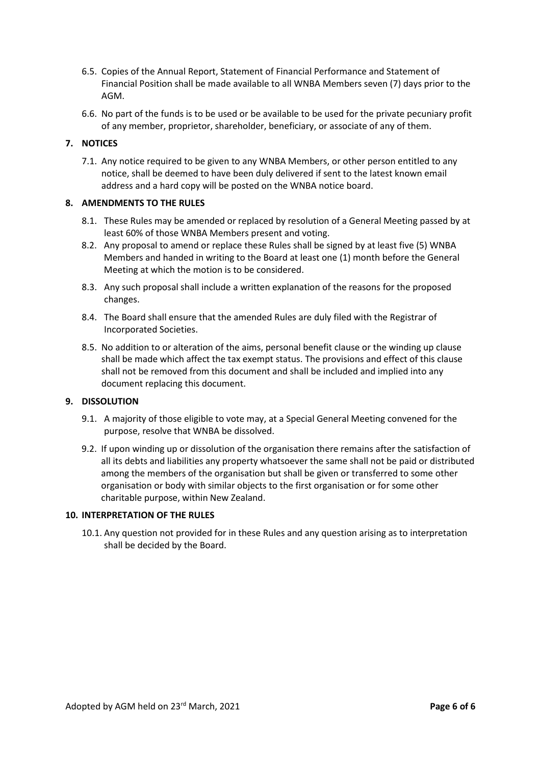6.5. Copies of the Annual Report, Statement of Financial Performance and Statement of Financial Position shall be made available to all WNBA Members seven (7) days prior to the AGM.

6.6. No part of the funds is to be used or be available to be used for the private pecuniary profit of any member, proprietor, shareholder, beneficiary, or associate of any of them.

## 7. NOTICES

7.1. Any notice required to be given to any WNBA Members, or other person entitled to any notice, shall be deemed to have been duly delivered if sent to the latest known email address and a hard copy will be posted on the WNBA notice board.

## 8. AMENDMENTS TO THE RULES

8.1. These Rules may be amended or replaced by resolution of a General Meeting passed by at least 60% of those WNBA Members present and voting.

8.2. Any proposal to amend or replace these Rules shall be signed by at least five (5) WNBA Members and handed in writing to the Board at least one (1) month before the General Meeting at which the motion is to be considered.

8.3. Any such proposal shall include a written explanation of the reasons for the proposed changes.

8.4. The Board shall ensure that the amended Rules are duly filed with the Registrar of Incorporated Societies.

8.5. No addition to or alteration of the aims, personal benefit clause or the winding up clause shall be made which affect the tax exempt status. The provisions and effect of this clause shall not be removed from this document and shall be included and implied into any document replacing this document.

## 9. DISSOLUTION

9.1. A majority of those eligible to vote may, at a Special General Meeting convened for the purpose, resolve that WNBA be dissolved.

9.2. If upon winding up or dissolution of the organisation there remains after the satisfaction of all its debts and liabilities any property whatsoever the same shall not be paid or distributed among the members of the organisation but shall be given or transferred to some other organisation or body with similar objects to the first organisation or for some other charitable purpose, within New Zealand.

## 10. INTERPRETATION OF THE RULES

10.1. Any question not provided for in these Rules and any question arising as to interpretation shall be decided by the Board.

Adopted by AGM held on 23rd March, 2021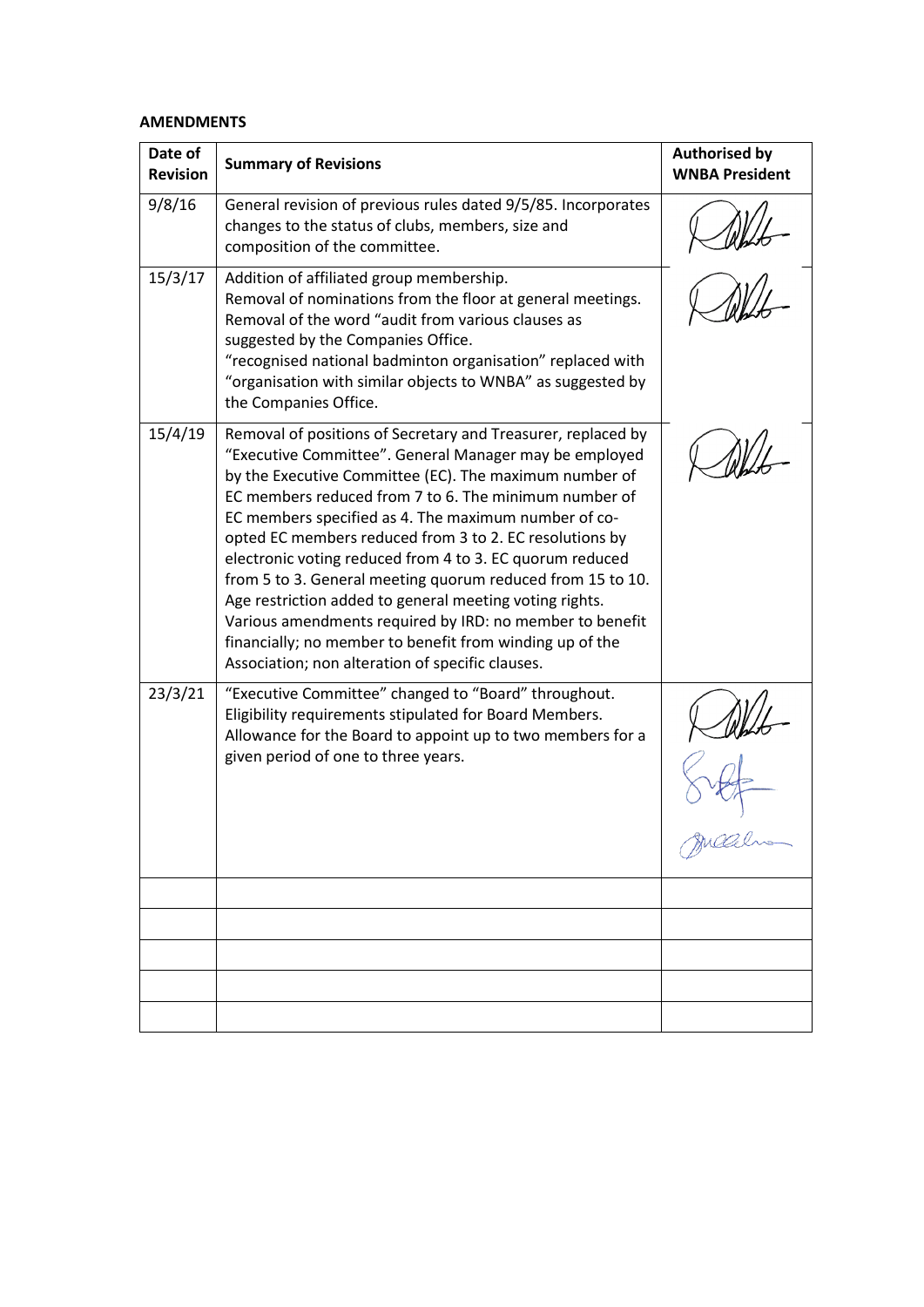**AMENDMENTS**

| Date of Revision | Summary of Revisions | Authorised by WNBA President |
|---|---|---|
| 9/8/16 | General revision of previous rules dated 9/5/85. Incorporates changes to the status of clubs, members, size and composition of the committee. | |
| 15/3/17 | Addition of affiliated group membership. Removal of nominations from the floor at general meetings. Removal of the word "audit from various clauses as suggested by the Companies Office. "recognised national badminton organisation" replaced with "organisation with similar objects to WNBA" as suggested by the Companies Office. | |
| 15/4/19 | Removal of positions of Secretary and Treasurer, replaced by "Executive Committee". General Manager may be employed by the Executive Committee (EC). The maximum number of EC members reduced from 7 to 6. The minimum number of EC members specified as 4. The maximum number of co-opted EC members reduced from 3 to 2. EC resolutions by electronic voting reduced from 4 to 3. EC quorum reduced from 5 to 3. General meeting quorum reduced from 15 to 10. Age restriction added to general meeting voting rights. Various amendments required by IRD: no member to benefit financially; no member to benefit from winding up of the Association; non alteration of specific clauses. | |
| 23/3/21 | "Executive Committee" changed to "Board" throughout. Eligibility requirements stipulated for Board Members. Allowance for the Board to appoint up to two members for a given period of one to three years. | |
| | | |
| | | |
| | | |
| | | |
| | | |